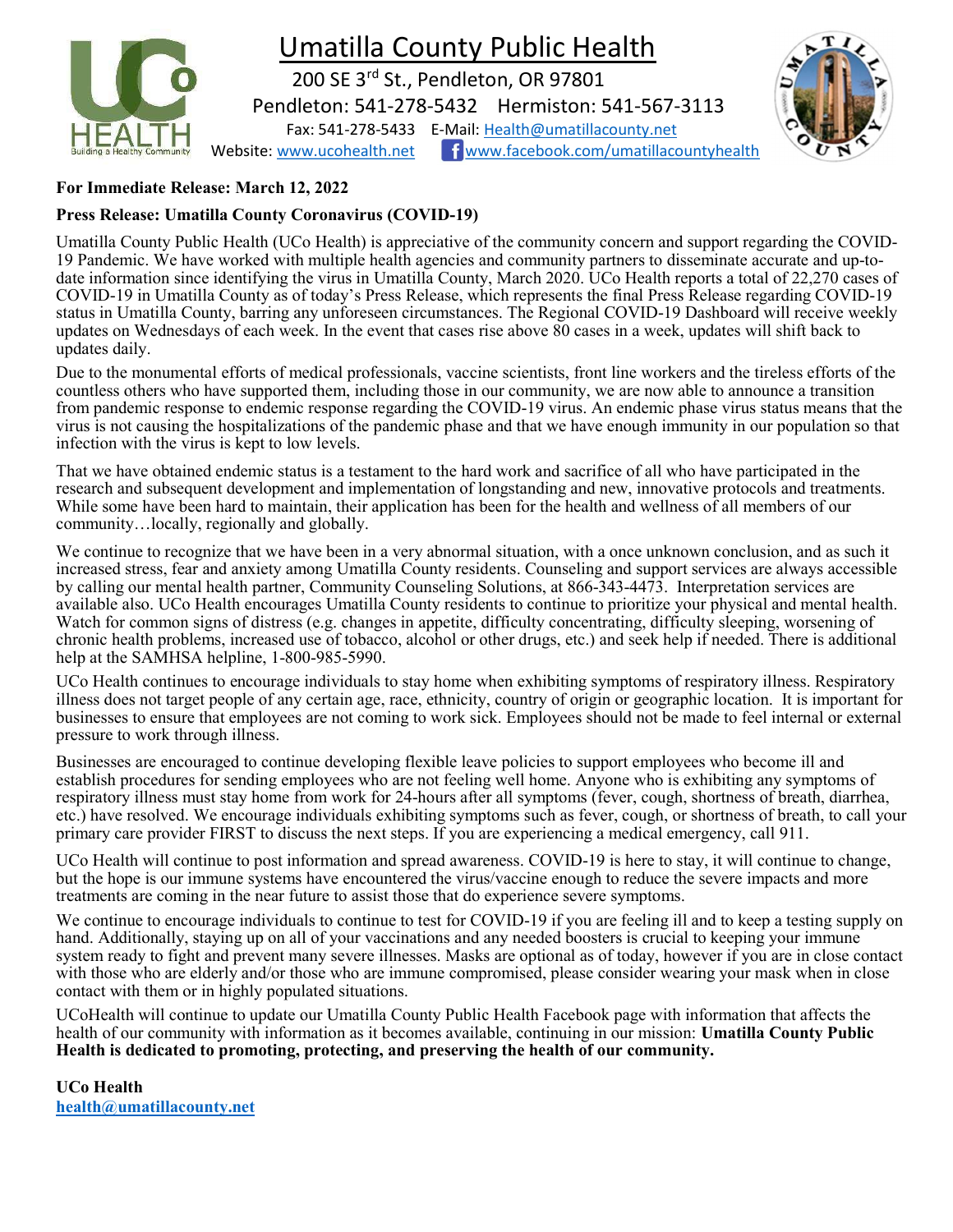# Umatilla County Public Health

200 SE 3rd St., Pendleton, OR 97801

Pendleton: 541-278-5432 Hermiston: 541-567-3113

Fax: 541-278-5433 E-Mail: Health@umatillacounty.net

Website: www.ucohealth.net www.facebook.com/umatillacountyhealth

**For Immediate Release: March 12, 2022**

**Press Release: Umatilla County Coronavirus (COVID-19)**

Umatilla County Public Health (UCo Health) is appreciative of the community concern and support regarding the COVID-19 Pandemic. We have worked with multiple health agencies and community partners to disseminate accurate and up-to-date information since identifying the virus in Umatilla County, March 2020. UCo Health reports a total of 22,270 cases of COVID-19 in Umatilla County as of today's Press Release, which represents the final Press Release regarding COVID-19 status in Umatilla County, barring any unforeseen circumstances. The Regional COVID-19 Dashboard will receive weekly updates on Wednesdays of each week. In the event that cases rise above 80 cases in a week, updates will shift back to updates daily.

Due to the monumental efforts of medical professionals, vaccine scientists, front line workers and the tireless efforts of the countless others who have supported them, including those in our community, we are now able to announce a transition from pandemic response to endemic response regarding the COVID-19 virus. An endemic phase virus status means that the virus is not causing the hospitalizations of the pandemic phase and that we have enough immunity in our population so that infection with the virus is kept to low levels.

That we have obtained endemic status is a testament to the hard work and sacrifice of all who have participated in the research and subsequent development and implementation of longstanding and new, innovative protocols and treatments. While some have been hard to maintain, their application has been for the health and wellness of all members of our community…locally, regionally and globally.

We continue to recognize that we have been in a very abnormal situation, with a once unknown conclusion, and as such it increased stress, fear and anxiety among Umatilla County residents. Counseling and support services are always accessible by calling our mental health partner, Community Counseling Solutions, at 866-343-4473. Interpretation services are available also. UCo Health encourages Umatilla County residents to continue to prioritize your physical and mental health. Watch for common signs of distress (e.g. changes in appetite, difficulty concentrating, difficulty sleeping, worsening of chronic health problems, increased use of tobacco, alcohol or other drugs, etc.) and seek help if needed. There is additional help at the SAMHSA helpline, 1-800-985-5990.

UCo Health continues to encourage individuals to stay home when exhibiting symptoms of respiratory illness. Respiratory illness does not target people of any certain age, race, ethnicity, country of origin or geographic location. It is important for businesses to ensure that employees are not coming to work sick. Employees should not be made to feel internal or external pressure to work through illness.

Businesses are encouraged to continue developing flexible leave policies to support employees who become ill and establish procedures for sending employees who are not feeling well home. Anyone who is exhibiting any symptoms of respiratory illness must stay home from work for 24-hours after all symptoms (fever, cough, shortness of breath, diarrhea, etc.) have resolved. We encourage individuals exhibiting symptoms such as fever, cough, or shortness of breath, to call your primary care provider FIRST to discuss the next steps. If you are experiencing a medical emergency, call 911.

UCo Health will continue to post information and spread awareness. COVID-19 is here to stay, it will continue to change, but the hope is our immune systems have encountered the virus/vaccine enough to reduce the severe impacts and more treatments are coming in the near future to assist those that do experience severe symptoms.

We continue to encourage individuals to continue to test for COVID-19 if you are feeling ill and to keep a testing supply on hand. Additionally, staying up on all of your vaccinations and any needed boosters is crucial to keeping your immune system ready to fight and prevent many severe illnesses. Masks are optional as of today, however if you are in close contact with those who are elderly and/or those who are immune compromised, please consider wearing your mask when in close contact with them or in highly populated situations.

UCoHealth will continue to update our Umatilla County Public Health Facebook page with information that affects the health of our community with information as it becomes available, continuing in our mission: **Umatilla County Public Health is dedicated to promoting, protecting, and preserving the health of our community.**

**UCo Health**
**health@umatillacounty.net**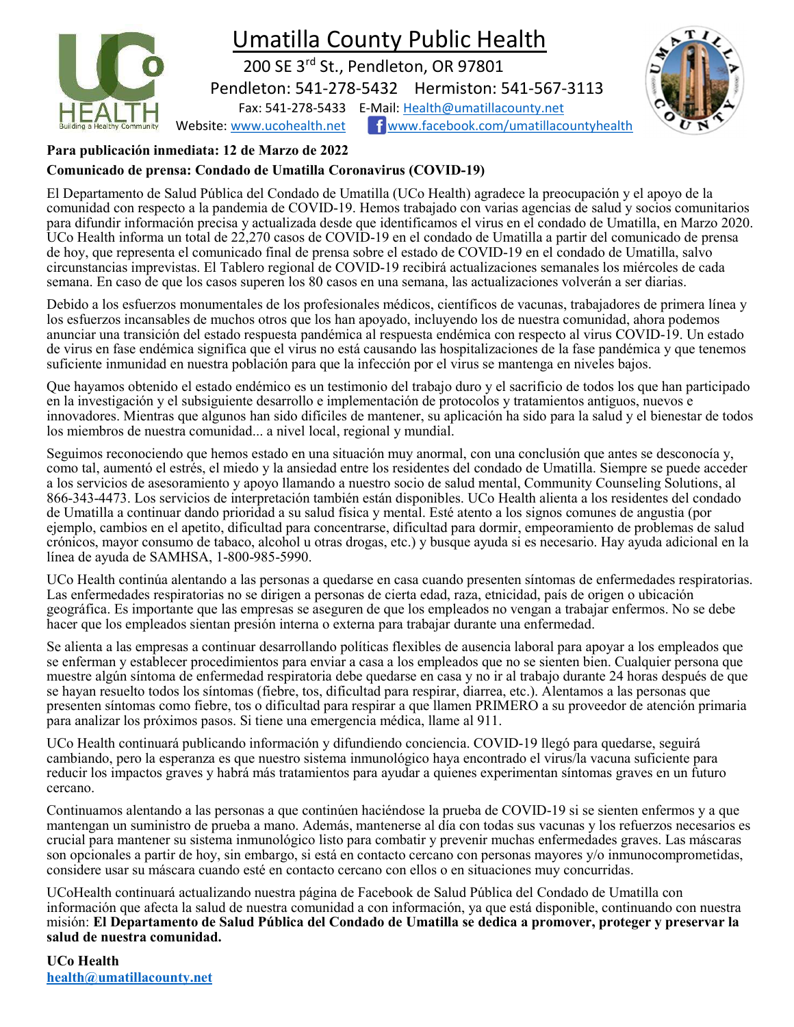# Umatilla County Public Health

200 SE 3rd St., Pendleton, OR 97801

Pendleton: 541-278-5432 Hermiston: 541-567-3113

Fax: 541-278-5433 E-Mail: Health@umatillacounty.net

Website: www.ucohealth.net www.facebook.com/umatillacountyhealth

**Para publicación inmediata: 12 de Marzo de 2022**

**Comunicado de prensa: Condado de Umatilla Coronavirus (COVID-19)**

El Departamento de Salud Pública del Condado de Umatilla (UCo Health) agradece la preocupación y el apoyo de la comunidad con respecto a la pandemia de COVID-19. Hemos trabajado con varias agencias de salud y socios comunitarios para difundir información precisa y actualizada desde que identificamos el virus en el condado de Umatilla, en Marzo 2020. UCo Health informa un total de 22,270 casos de COVID-19 en el condado de Umatilla a partir del comunicado de prensa de hoy, que representa el comunicado final de prensa sobre el estado de COVID-19 en el condado de Umatilla, salvo circunstancias imprevistas. El Tablero regional de COVID-19 recibirá actualizaciones semanales los miércoles de cada semana. En caso de que los casos superen los 80 casos en una semana, las actualizaciones volverán a ser diarias.

Debido a los esfuerzos monumentales de los profesionales médicos, científicos de vacunas, trabajadores de primera línea y los esfuerzos incansables de muchos otros que los han apoyado, incluyendo los de nuestra comunidad, ahora podemos anunciar una transición del estado respuesta pandémica al respuesta endémica con respecto al virus COVID-19. Un estado de virus en fase endémica significa que el virus no está causando las hospitalizaciones de la fase pandémica y que tenemos suficiente inmunidad en nuestra población para que la infección por el virus se mantenga en niveles bajos.

Que hayamos obtenido el estado endémico es un testimonio del trabajo duro y el sacrificio de todos los que han participado en la investigación y el subsiguiente desarrollo e implementación de protocolos y tratamientos antiguos, nuevos e innovadores. Mientras que algunos han sido difíciles de mantener, su aplicación ha sido para la salud y el bienestar de todos los miembros de nuestra comunidad... a nivel local, regional y mundial.

Seguimos reconociendo que hemos estado en una situación muy anormal, con una conclusión que antes se desconocía y, como tal, aumentó el estrés, el miedo y la ansiedad entre los residentes del condado de Umatilla. Siempre se puede acceder a los servicios de asesoramiento y apoyo llamando a nuestro socio de salud mental, Community Counseling Solutions, al 866-343-4473. Los servicios de interpretación también están disponibles. UCo Health alienta a los residentes del condado de Umatilla a continuar dando prioridad a su salud física y mental. Esté atento a los signos comunes de angustia (por ejemplo, cambios en el apetito, dificultad para concentrarse, dificultad para dormir, empeoramiento de problemas de salud crónicos, mayor consumo de tabaco, alcohol u otras drogas, etc.) y busque ayuda si es necesario. Hay ayuda adicional en la línea de ayuda de SAMHSA, 1-800-985-5990.

UCo Health continúa alentando a las personas a quedarse en casa cuando presenten síntomas de enfermedades respiratorias. Las enfermedades respiratorias no se dirigen a personas de cierta edad, raza, etnicidad, país de origen o ubicación geográfica. Es importante que las empresas se aseguren de que los empleados no vengan a trabajar enfermos. No se debe hacer que los empleados sientan presión interna o externa para trabajar durante una enfermedad.

Se alienta a las empresas a continuar desarrollando políticas flexibles de ausencia laboral para apoyar a los empleados que se enferman y establecer procedimientos para enviar a casa a los empleados que no se sienten bien. Cualquier persona que muestre algún síntoma de enfermedad respiratoria debe quedarse en casa y no ir al trabajo durante 24 horas después de que se hayan resuelto todos los síntomas (fiebre, tos, dificultad para respirar, diarrea, etc.). Alentamos a las personas que presenten síntomas como fiebre, tos o dificultad para respirar a que llamen PRIMERO a su proveedor de atención primaria para analizar los próximos pasos. Si tiene una emergencia médica, llame al 911.

UCo Health continuará publicando información y difundiendo conciencia. COVID-19 llegó para quedarse, seguirá cambiando, pero la esperanza es que nuestro sistema inmunológico haya encontrado el virus/la vacuna suficiente para reducir los impactos graves y habrá más tratamientos para ayudar a quienes experimentan síntomas graves en un futuro cercano.

Continuamos alentando a las personas a que continúen haciéndose la prueba de COVID-19 si se sienten enfermos y a que mantengan un suministro de prueba a mano. Además, mantenerse al día con todas sus vacunas y los refuerzos necesarios es crucial para mantener su sistema inmunológico listo para combatir y prevenir muchas enfermedades graves. Las máscaras son opcionales a partir de hoy, sin embargo, si está en contacto cercano con personas mayores y/o inmunocomprometidas, considere usar su máscara cuando esté en contacto cercano con ellos o en situaciones muy concurridas.

UCoHealth continuará actualizando nuestra página de Facebook de Salud Pública del Condado de Umatilla con información que afecta la salud de nuestra comunidad a con información, ya que está disponible, continuando con nuestra misión: **El Departamento de Salud Pública del Condado de Umatilla se dedica a promover, proteger y preservar la salud de nuestra comunidad.**

**UCo Health**
**health@umatillacounty.net**